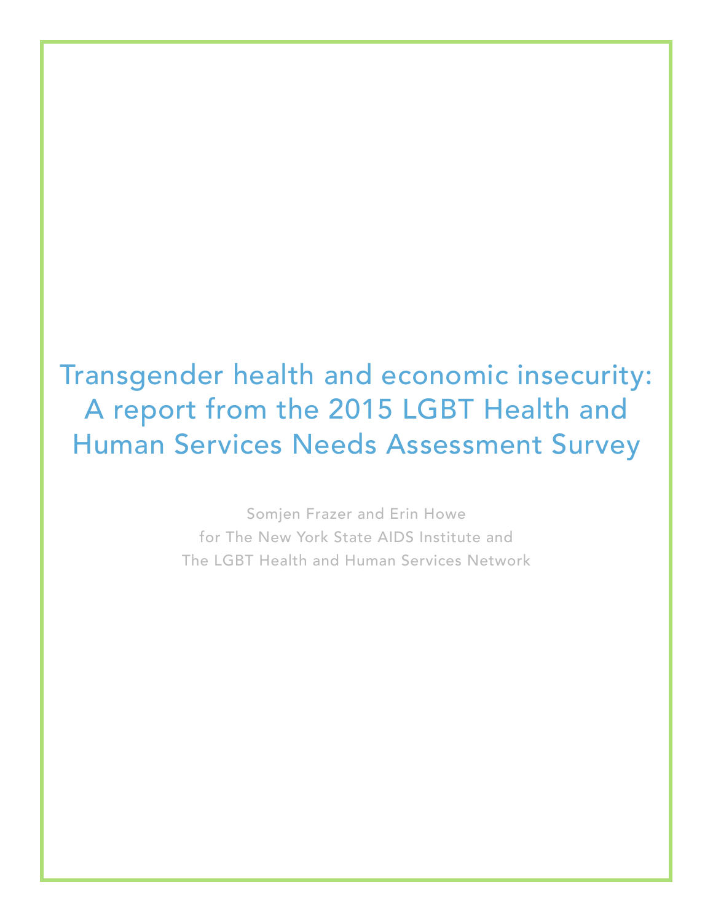# Transgender health and economic insecurity: A report from the 2015 LGBT Health and Human Services Needs Assessment Survey

Somjen Frazer and Erin Howe
for The New York State AIDS Institute and
The LGBT Health and Human Services Network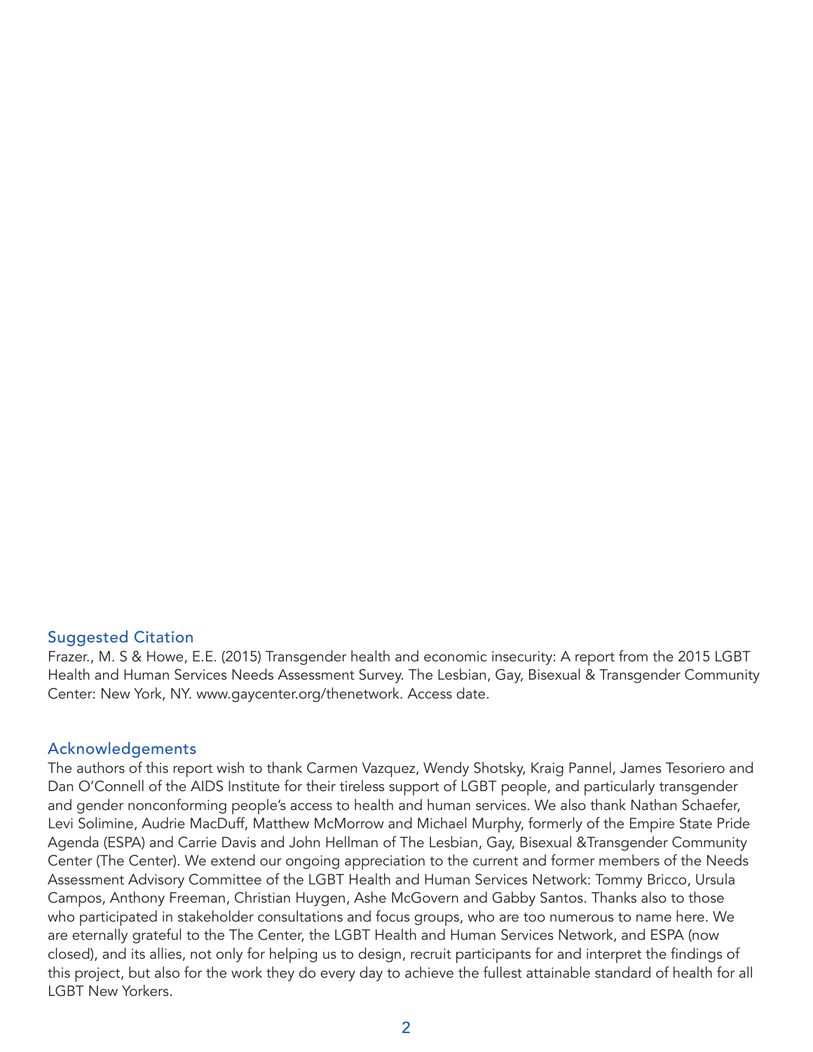## Suggested Citation

Frazer., M. S & Howe, E.E. (2015) Transgender health and economic insecurity: A report from the 2015 LGBT Health and Human Services Needs Assessment Survey. The Lesbian, Gay, Bisexual & Transgender Community Center: New York, NY. www.gaycenter.org/thenetwork. Access date.

## Acknowledgements

The authors of this report wish to thank Carmen Vazquez, Wendy Shotsky, Kraig Pannel, James Tesoriero and Dan O'Connell of the AIDS Institute for their tireless support of LGBT people, and particularly transgender and gender nonconforming people's access to health and human services. We also thank Nathan Schaefer, Levi Solimine, Audrie MacDuff, Matthew McMorrow and Michael Murphy, formerly of the Empire State Pride Agenda (ESPA) and Carrie Davis and John Hellman of The Lesbian, Gay, Bisexual &Transgender Community Center (The Center). We extend our ongoing appreciation to the current and former members of the Needs Assessment Advisory Committee of the LGBT Health and Human Services Network: Tommy Bricco, Ursula Campos, Anthony Freeman, Christian Huygen, Ashe McGovern and Gabby Santos. Thanks also to those who participated in stakeholder consultations and focus groups, who are too numerous to name here. We are eternally grateful to the The Center, the LGBT Health and Human Services Network, and ESPA (now closed), and its allies, not only for helping us to design, recruit participants for and interpret the findings of this project, but also for the work they do every day to achieve the fullest attainable standard of health for all LGBT New Yorkers.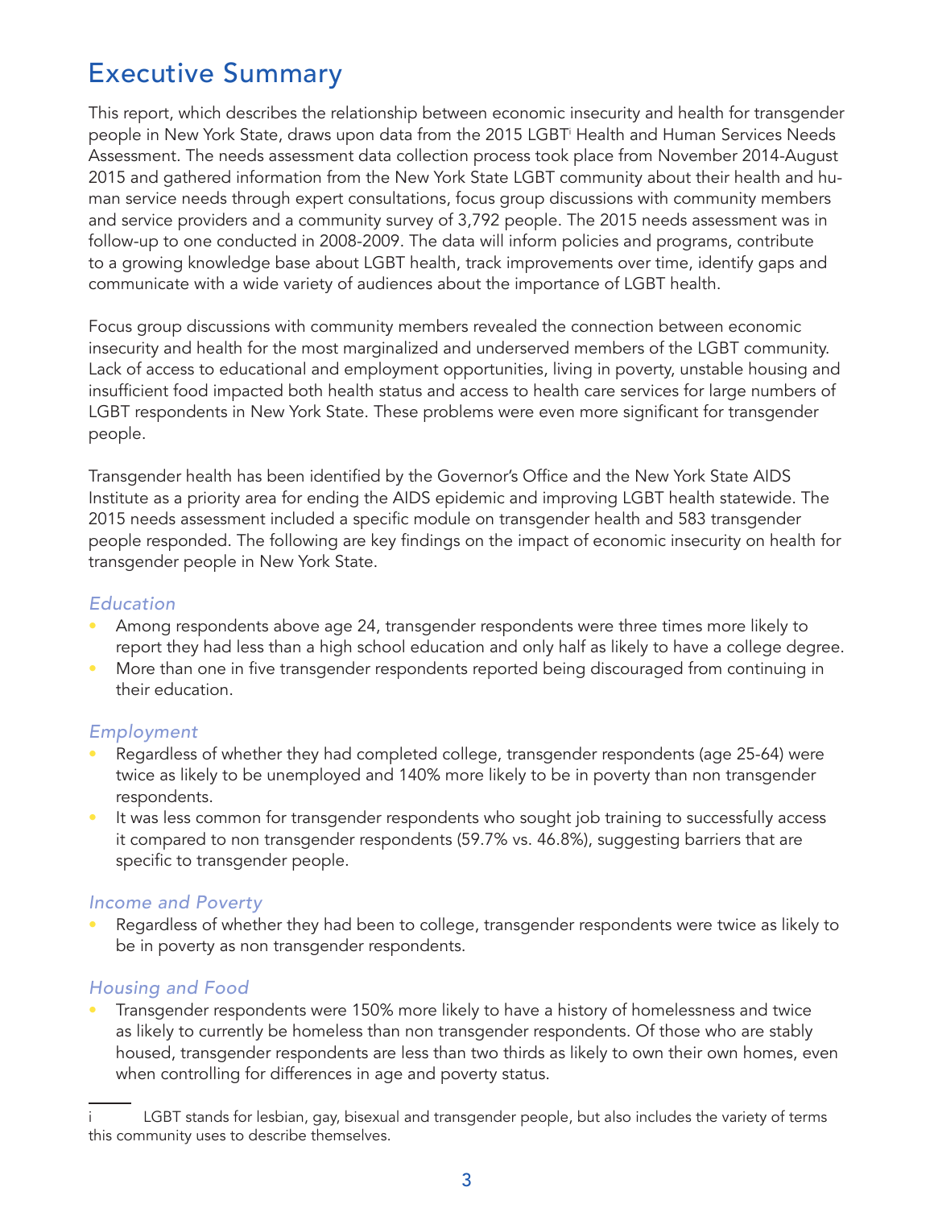# Executive Summary

This report, which describes the relationship between economic insecurity and health for transgender people in New York State, draws upon data from the 2015 LGBT[i] Health and Human Services Needs Assessment. The needs assessment data collection process took place from November 2014-August 2015 and gathered information from the New York State LGBT community about their health and human service needs through expert consultations, focus group discussions with community members and service providers and a community survey of 3,792 people. The 2015 needs assessment was in follow-up to one conducted in 2008-2009. The data will inform policies and programs, contribute to a growing knowledge base about LGBT health, track improvements over time, identify gaps and communicate with a wide variety of audiences about the importance of LGBT health.

Focus group discussions with community members revealed the connection between economic insecurity and health for the most marginalized and underserved members of the LGBT community. Lack of access to educational and employment opportunities, living in poverty, unstable housing and insufficient food impacted both health status and access to health care services for large numbers of LGBT respondents in New York State. These problems were even more significant for transgender people.

Transgender health has been identified by the Governor's Office and the New York State AIDS Institute as a priority area for ending the AIDS epidemic and improving LGBT health statewide. The 2015 needs assessment included a specific module on transgender health and 583 transgender people responded. The following are key findings on the impact of economic insecurity on health for transgender people in New York State.

### *Education*

- Among respondents above age 24, transgender respondents were three times more likely to report they had less than a high school education and only half as likely to have a college degree.
- More than one in five transgender respondents reported being discouraged from continuing in their education.

### *Employment*

- Regardless of whether they had completed college, transgender respondents (age 25-64) were twice as likely to be unemployed and 140% more likely to be in poverty than non transgender respondents.
- It was less common for transgender respondents who sought job training to successfully access it compared to non transgender respondents (59.7% vs. 46.8%), suggesting barriers that are specific to transgender people.

### *Income and Poverty*

- Regardless of whether they had been to college, transgender respondents were twice as likely to be in poverty as non transgender respondents.

### *Housing and Food*

- Transgender respondents were 150% more likely to have a history of homelessness and twice as likely to currently be homeless than non transgender respondents. Of those who are stably housed, transgender respondents are less than two thirds as likely to own their own homes, even when controlling for differences in age and poverty status.

---

i LGBT stands for lesbian, gay, bisexual and transgender people, but also includes the variety of terms this community uses to describe themselves.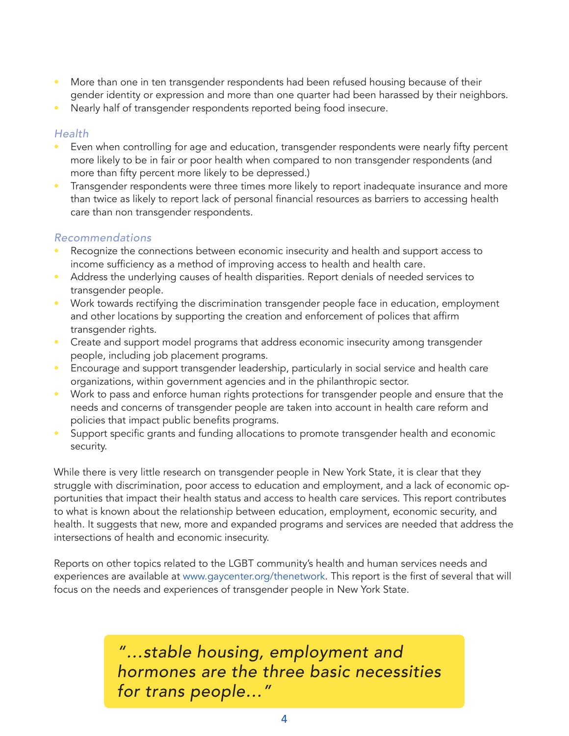- More than one in ten transgender respondents had been refused housing because of their gender identity or expression and more than one quarter had been harassed by their neighbors.
- Nearly half of transgender respondents reported being food insecure.

*Health*

- Even when controlling for age and education, transgender respondents were nearly fifty percent more likely to be in fair or poor health when compared to non transgender respondents (and more than fifty percent more likely to be depressed.)
- Transgender respondents were three times more likely to report inadequate insurance and more than twice as likely to report lack of personal financial resources as barriers to accessing health care than non transgender respondents.

*Recommendations*

- Recognize the connections between economic insecurity and health and support access to income sufficiency as a method of improving access to health and health care.
- Address the underlying causes of health disparities. Report denials of needed services to transgender people.
- Work towards rectifying the discrimination transgender people face in education, employment and other locations by supporting the creation and enforcement of polices that affirm transgender rights.
- Create and support model programs that address economic insecurity among transgender people, including job placement programs.
- Encourage and support transgender leadership, particularly in social service and health care organizations, within government agencies and in the philanthropic sector.
- Work to pass and enforce human rights protections for transgender people and ensure that the needs and concerns of transgender people are taken into account in health care reform and policies that impact public benefits programs.
- Support specific grants and funding allocations to promote transgender health and economic security.

While there is very little research on transgender people in New York State, it is clear that they struggle with discrimination, poor access to education and employment, and a lack of economic opportunities that impact their health status and access to health care services. This report contributes to what is known about the relationship between education, employment, economic security, and health. It suggests that new, more and expanded programs and services are needed that address the intersections of health and economic insecurity.

Reports on other topics related to the LGBT community's health and human services needs and experiences are available at www.gaycenter.org/thenetwork. This report is the first of several that will focus on the needs and experiences of transgender people in New York State.

> *"...stable housing, employment and hormones are the three basic necessities for trans people..."*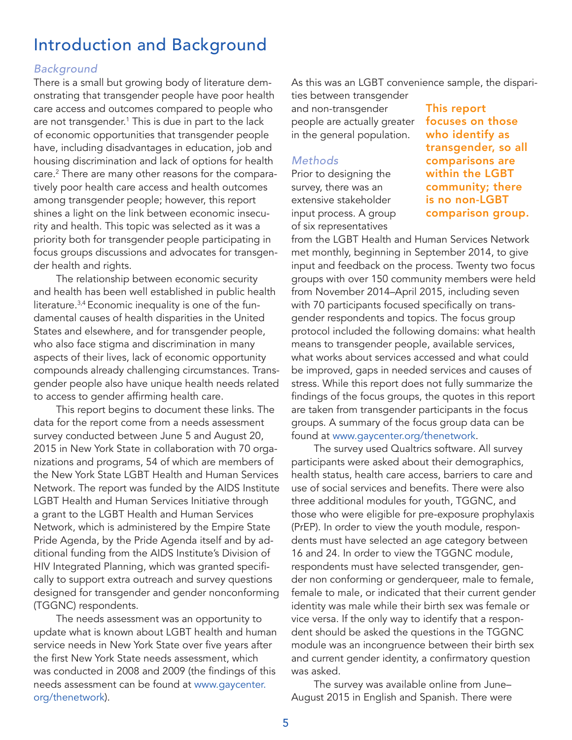# Introduction and Background

### *Background*

There is a small but growing body of literature demonstrating that transgender people have poor health care access and outcomes compared to people who are not transgender.[1] This is due in part to the lack of economic opportunities that transgender people have, including disadvantages in education, job and housing discrimination and lack of options for health care.[2] There are many other reasons for the comparatively poor health care access and health outcomes among transgender people; however, this report shines a light on the link between economic insecurity and health. This topic was selected as it was a priority both for transgender people participating in focus groups discussions and advocates for transgender health and rights.

The relationship between economic security and health has been well established in public health literature.[3,4] Economic inequality is one of the fundamental causes of health disparities in the United States and elsewhere, and for transgender people, who also face stigma and discrimination in many aspects of their lives, lack of economic opportunity compounds already challenging circumstances. Transgender people also have unique health needs related to access to gender affirming health care.

This report begins to document these links. The data for the report come from a needs assessment survey conducted between June 5 and August 20, 2015 in New York State in collaboration with 70 organizations and programs, 54 of which are members of the New York State LGBT Health and Human Services Network. The report was funded by the AIDS Institute LGBT Health and Human Services Initiative through a grant to the LGBT Health and Human Services Network, which is administered by the Empire State Pride Agenda, by the Pride Agenda itself and by additional funding from the AIDS Institute's Division of HIV Integrated Planning, which was granted specifically to support extra outreach and survey questions designed for transgender and gender nonconforming (TGGNC) respondents.

The needs assessment was an opportunity to update what is known about LGBT health and human service needs in New York State over five years after the first New York State needs assessment, which was conducted in 2008 and 2009 (the findings of this needs assessment can be found at www.gaycenter.org/thenetwork).

As this was an LGBT convenience sample, the disparities between transgender and non-transgender people are actually greater in the general population.

**This report focuses on those who identify as transgender, so all comparisons are within the LGBT community; there is no non-LGBT comparison group.**

### *Methods*

Prior to designing the survey, there was an extensive stakeholder input process. A group of six representatives from the LGBT Health and Human Services Network met monthly, beginning in September 2014, to give input and feedback on the process. Twenty two focus groups with over 150 community members were held from November 2014–April 2015, including seven with 70 participants focused specifically on transgender respondents and topics. The focus group protocol included the following domains: what health means to transgender people, available services, what works about services accessed and what could be improved, gaps in needed services and causes of stress. While this report does not fully summarize the findings of the focus groups, the quotes in this report are taken from transgender participants in the focus groups. A summary of the focus group data can be found at www.gaycenter.org/thenetwork.

The survey used Qualtrics software. All survey participants were asked about their demographics, health status, health care access, barriers to care and use of social services and benefits. There were also three additional modules for youth, TGGNC, and those who were eligible for pre-exposure prophylaxis (PrEP). In order to view the youth module, respondents must have selected an age category between 16 and 24. In order to view the TGGNC module, respondents must have selected transgender, gender non conforming or genderqueer, male to female, female to male, or indicated that their current gender identity was male while their birth sex was female or vice versa. If the only way to identify that a respondent should be asked the questions in the TGGNC module was an incongruence between their birth sex and current gender identity, a confirmatory question was asked.

The survey was available online from June–August 2015 in English and Spanish. There were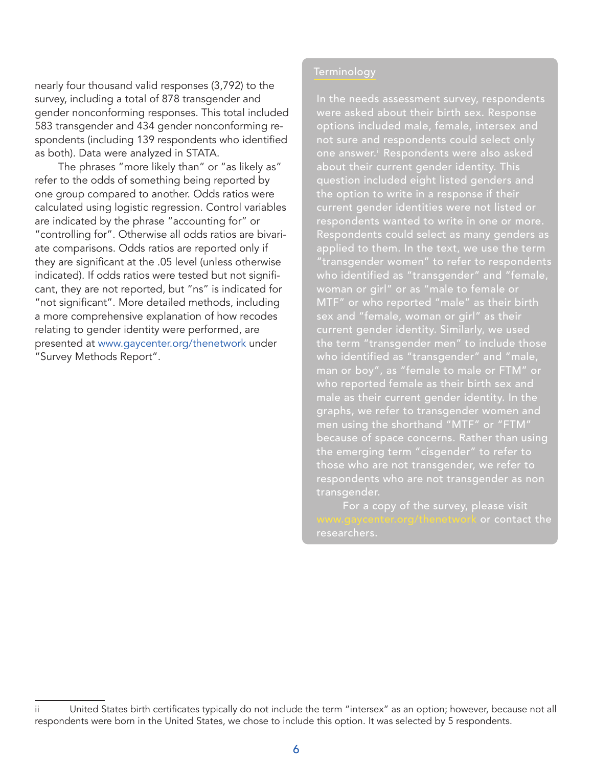nearly four thousand valid responses (3,792) to the survey, including a total of 878 transgender and gender nonconforming responses. This total included 583 transgender and 434 gender nonconforming respondents (including 139 respondents who identified as both). Data were analyzed in STATA.

The phrases "more likely than" or "as likely as" refer to the odds of something being reported by one group compared to another. Odds ratios were calculated using logistic regression. Control variables are indicated by the phrase "accounting for" or "controlling for". Otherwise all odds ratios are bivariate comparisons. Odds ratios are reported only if they are significant at the .05 level (unless otherwise indicated). If odds ratios were tested but not significant, they are not reported, but "ns" is indicated for "not significant". More detailed methods, including a more comprehensive explanation of how recodes relating to gender identity were performed, are presented at www.gaycenter.org/thenetwork under "Survey Methods Report".

## Terminology

In the needs assessment survey, respondents were asked about their birth sex. Response options included male, female, intersex and not sure and respondents could select only one answer.[ii] Respondents were also asked about their current gender identity. This question included eight listed genders and the option to write in a response if their current gender identities were not listed or respondents wanted to write in one or more. Respondents could select as many genders as applied to them. In the text, we use the term "transgender women" to refer to respondents who identified as "transgender" and "female, woman or girl" or as "male to female or MTF" or who reported "male" as their birth sex and "female, woman or girl" as their current gender identity. Similarly, we used the term "transgender men" to include those who identified as "transgender" and "male, man or boy", as "female to male or FTM" or who reported female as their birth sex and male as their current gender identity. In the graphs, we refer to transgender women and men using the shorthand "MTF" or "FTM" because of space concerns. Rather than using the emerging term "cisgender" to refer to those who are not transgender, we refer to respondents who are not transgender as non transgender.

For a copy of the survey, please visit www.gaycenter.org/thenetwork or contact the researchers.

---

ii United States birth certificates typically do not include the term "intersex" as an option; however, because not all respondents were born in the United States, we chose to include this option. It was selected by 5 respondents.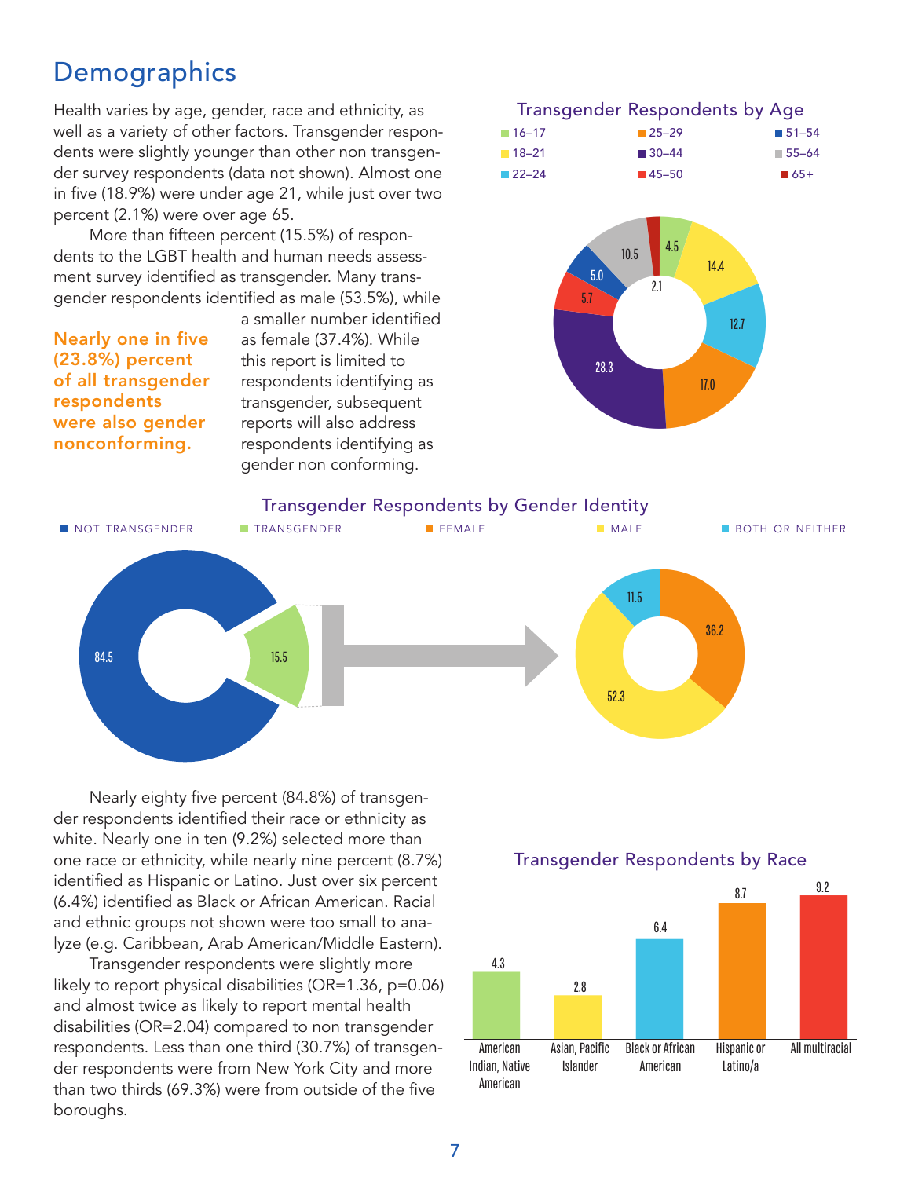# Demographics

Health varies by age, gender, race and ethnicity, as well as a variety of other factors. Transgender respondents were slightly younger than other non transgender survey respondents (data not shown). Almost one in five (18.9%) were under age 21, while just over two percent (2.1%) were over age 65.

More than fifteen percent (15.5%) of respondents to the LGBT health and human needs assessment survey identified as transgender. Many transgender respondents identified as male (53.5%), while a smaller number identified as female (37.4%). While this report is limited to respondents identifying as transgender, subsequent reports will also address respondents identifying as gender non conforming.

**Nearly one in five (23.8%) percent of all transgender respondents were also gender nonconforming.**

### Transgender Respondents by Age

| Age | Percent |
|---|---|
| 16–17 | 4.5 |
| 18–21 | 14.4 |
| 22–24 | 12.7 |
| 25–29 | 17.0 |
| 30–44 | 28.3 |
| 45–50 | 5.7 |
| 51–54 | 5.0 |
| 55–64 | 10.5 |
| 65+ | 2.1 |

### Transgender Respondents by Gender Identity

| Category | Percent |
|---|---|
| Not transgender | 84.5 |
| Transgender | 15.5 |

| Transgender respondents | Percent |
|---|---|
| Female | 36.2 |
| Male | 52.3 |
| Both or neither | 11.5 |

Nearly eighty five percent (84.8%) of transgender respondents identified their race or ethnicity as white. Nearly one in ten (9.2%) selected more than one race or ethnicity, while nearly nine percent (8.7%) identified as Hispanic or Latino. Just over six percent (6.4%) identified as Black or African American. Racial and ethnic groups not shown were too small to analyze (e.g. Caribbean, Arab American/Middle Eastern).

Transgender respondents were slightly more likely to report physical disabilities (OR=1.36, p=0.06) and almost twice as likely to report mental health disabilities (OR=2.04) compared to non transgender respondents. Less than one third (30.7%) of transgender respondents were from New York City and more than two thirds (69.3%) were from outside of the five boroughs.

### Transgender Respondents by Race

| Race | Percent |
|---|---|
| American Indian, Native American | 4.3 |
| Asian, Pacific Islander | 2.8 |
| Black or African American | 6.4 |
| Hispanic or Latino/a | 8.7 |
| All multiracial | 9.2 |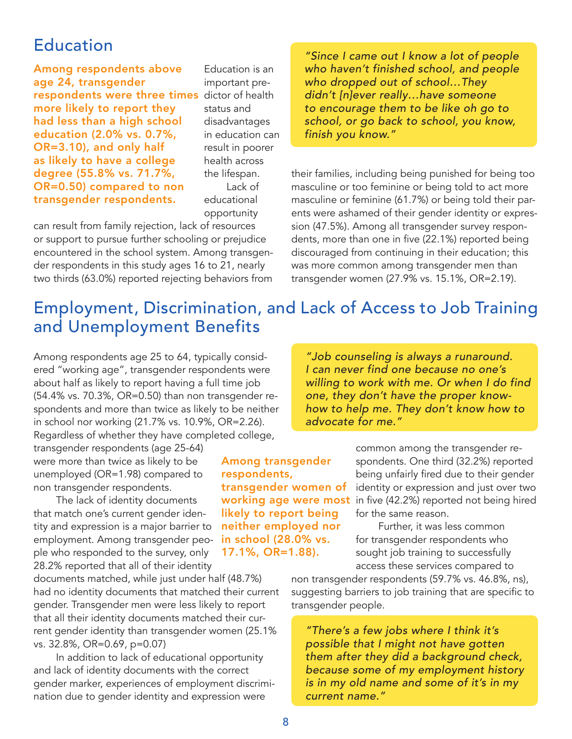## Education

**Among respondents above age 24, transgender respondents were three times more likely to report they had less than a high school education (2.0% vs. 0.7%, OR=3.10), and only half as likely to have a college degree (55.8% vs. 71.7%, OR=0.50) compared to non transgender respondents.**

Education is an important predictor of health status and disadvantages in education can result in poorer health across the lifespan.

Lack of educational opportunity can result from family rejection, lack of resources or support to pursue further schooling or prejudice encountered in the school system. Among transgender respondents in this study ages 16 to 21, nearly two thirds (63.0%) reported rejecting behaviors from their families, including being punished for being too masculine or too feminine or being told to act more masculine or feminine (61.7%) or being told their parents were ashamed of their gender identity or expression (47.5%). Among all transgender survey respondents, more than one in five (22.1%) reported being discouraged from continuing in their education; this was more common among transgender men than transgender women (27.9% vs. 15.1%, OR=2.19).

> *"Since I came out I know a lot of people who haven't finished school, and people who dropped out of school…They didn't [n]ever really…have someone to encourage them to be like oh go to school, or go back to school, you know, finish you know."*

## Employment, Discrimination, and Lack of Access to Job Training and Unemployment Benefits

Among respondents age 25 to 64, typically considered "working age", transgender respondents were about half as likely to report having a full time job (54.4% vs. 70.3%, OR=0.50) than non transgender respondents and more than twice as likely to be neither in school nor working (21.7% vs. 10.9%, OR=2.26). Regardless of whether they have completed college, transgender respondents (age 25-64) were more than twice as likely to be unemployed (OR=1.98) compared to non transgender respondents.

The lack of identity documents that match one's current gender identity and expression is a major barrier to employment. Among transgender people who responded to the survey, only 28.2% reported that all of their identity documents matched, while just under half (48.7%) had no identity documents that matched their current gender. Transgender men were less likely to report that all their identity documents matched their current gender identity than transgender women (25.1% vs. 32.8%, OR=0.69, p=0.07)

**Among transgender respondents, transgender women of working age were most likely to report being neither employed nor in school (28.0% vs. 17.1%, OR=1.88).**

In addition to lack of educational opportunity and lack of identity documents with the correct gender marker, experiences of employment discrimination due to gender identity and expression were common among the transgender respondents. One third (32.2%) reported being unfairly fired due to their gender identity or expression and just over two in five (42.2%) reported not being hired for the same reason.

Further, it was less common for transgender respondents who sought job training to successfully access these services compared to non transgender respondents (59.7% vs. 46.8%, ns), suggesting barriers to job training that are specific to transgender people.

> *"Job counseling is always a runaround. I can never find one because no one's willing to work with me. Or when I do find one, they don't have the proper know-how to help me. They don't know how to advocate for me."*

> *"There's a few jobs where I think it's possible that I might not have gotten them after they did a background check, because some of my employment history is in my old name and some of it's in my current name."*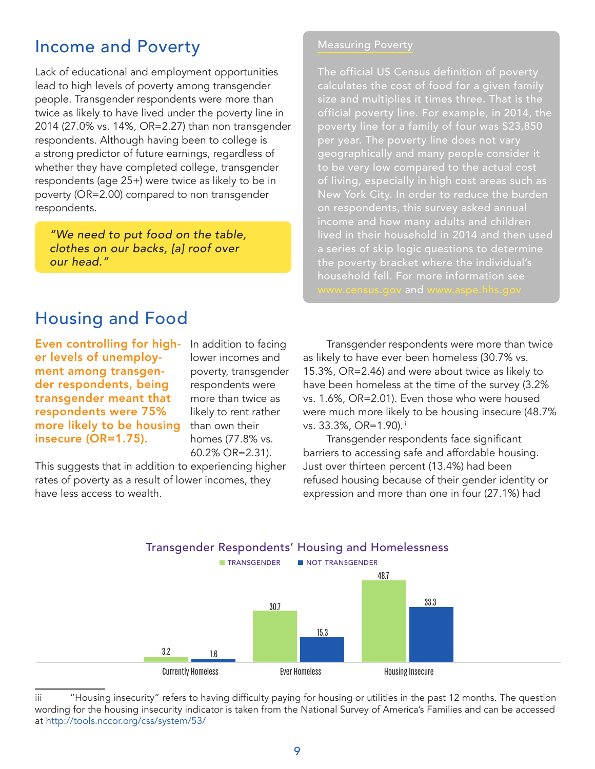## Income and Poverty

Lack of educational and employment opportunities lead to high levels of poverty among transgender people. Transgender respondents were more than twice as likely to have lived under the poverty line in 2014 (27.0% vs. 14%, OR=2.27) than non transgender respondents. Although having been to college is a strong predictor of future earnings, regardless of whether they have completed college, transgender respondents (age 25+) were twice as likely to be in poverty (OR=2.00) compared to non transgender respondents.

> *"We need to put food on the table, clothes on our backs, [a] roof over our head."*

**Measuring Poverty**

The official US Census definition of poverty calculates the cost of food for a given family size and multiplies it times three. That is the official poverty line. For example, in 2014, the poverty line for a family of four was $23,850 per year. The poverty line does not vary geographically and many people consider it to be very low compared to the actual cost of living, especially in high cost areas such as New York City. In order to reduce the burden on respondents, this survey asked annual income and how many adults and children lived in their household in 2014 and then used a series of skip logic questions to determine the poverty bracket where the individual's household fell. For more information see www.census.gov and www.aspe.hhs.gov

## Housing and Food

**Even controlling for higher levels of unemployment among transgender respondents, being transgender meant that respondents were 75% more likely to be housing insecure (OR=1.75).**

In addition to facing lower incomes and poverty, transgender respondents were more than twice as likely to rent rather than own their homes (77.8% vs. 60.2% OR=2.31). This suggests that in addition to experiencing higher rates of poverty as a result of lower incomes, they have less access to wealth.

Transgender respondents were more than twice as likely to have ever been homeless (30.7% vs. 15.3%, OR=2.46) and were about twice as likely to have been homeless at the time of the survey (3.2% vs. 1.6%, OR=2.01). Even those who were housed were much more likely to be housing insecure (48.7% vs. 33.3%, OR=1.90).[iii]

Transgender respondents face significant barriers to accessing safe and affordable housing. Just over thirteen percent (13.4%) had been refused housing because of their gender identity or expression and more than one in four (27.1%) had

**Transgender Respondents' Housing and Homelessness**

| | Transgender | Not Transgender |
|---|---|---|
| Currently Homeless | 3.2 | 1.6 |
| Ever Homeless | 30.7 | 15.3 |
| Housing Insecure | 48.7 | 33.3 |

iii "Housing insecurity" refers to having difficulty paying for housing or utilities in the past 12 months. The question wording for the housing insecurity indicator is taken from the National Survey of America's Families and can be accessed at http://tools.nccor.org/css/system/53/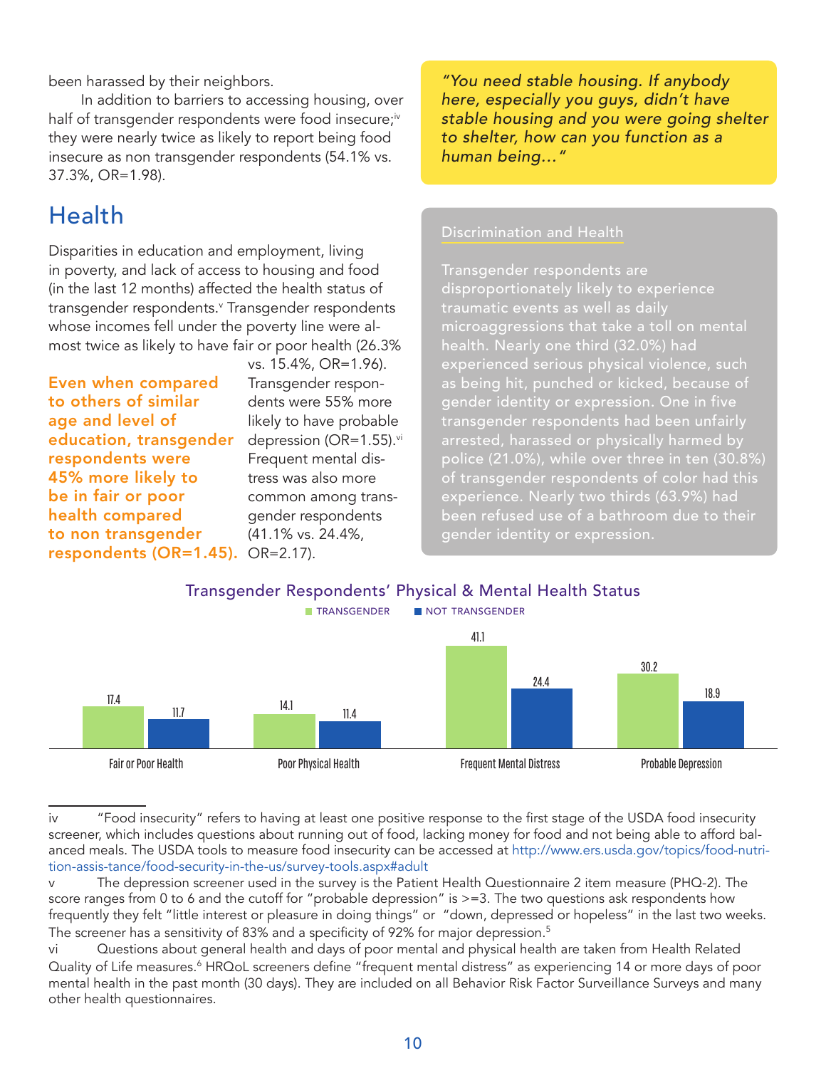been harassed by their neighbors.

In addition to barriers to accessing housing, over half of transgender respondents were food insecure;[iv] they were nearly twice as likely to report being food insecure as non transgender respondents (54.1% vs. 37.3%, OR=1.98).

## Health

Disparities in education and employment, living in poverty, and lack of access to housing and food (in the last 12 months) affected the health status of transgender respondents.[v] Transgender respondents whose incomes fell under the poverty line were almost twice as likely to have fair or poor health (26.3% vs. 15.4%, OR=1.96). Transgender respondents were 55% more likely to have probable depression (OR=1.55).[vi] Frequent mental distress was also more common among transgender respondents (41.1% vs. 24.4%, OR=2.17).

**Even when compared to others of similar age and level of education, transgender respondents were 45% more likely to be in fair or poor health compared to non transgender respondents (OR=1.45).**

*"You need stable housing. If anybody here, especially you guys, didn't have stable housing and you were going shelter to shelter, how can you function as a human being..."*

### Discrimination and Health

Transgender respondents are disproportionately likely to experience traumatic events as well as daily microaggressions that take a toll on mental health. Nearly one third (32.0%) had experienced serious physical violence, such as being hit, punched or kicked, because of gender identity or expression. One in five transgender respondents had been unfairly arrested, harassed or physically harmed by police (21.0%), while over three in ten (30.8%) of transgender respondents of color had this experience. Nearly two thirds (63.9%) had been refused use of a bathroom due to their gender identity or expression.

**Transgender Respondents' Physical & Mental Health Status**

| | Transgender | Not Transgender |
|---|---|---|
| Fair or Poor Health | 17.4 | 11.7 |
| Poor Physical Health | 14.1 | 11.4 |
| Frequent Mental Distress | 41.1 | 24.4 |
| Probable Depression | 30.2 | 18.9 |

---

iv "Food insecurity" refers to having at least one positive response to the first stage of the USDA food insecurity screener, which includes questions about running out of food, lacking money for food and not being able to afford balanced meals. The USDA tools to measure food insecurity can be accessed at http://www.ers.usda.gov/topics/food-nutrition-assis-tance/food-security-in-the-us/survey-tools.aspx#adult

v The depression screener used in the survey is the Patient Health Questionnaire 2 item measure (PHQ-2). The score ranges from 0 to 6 and the cutoff for "probable depression" is >=3. The two questions ask respondents how frequently they felt "little interest or pleasure in doing things" or "down, depressed or hopeless" in the last two weeks. The screener has a sensitivity of 83% and a specificity of 92% for major depression.[5]

vi Questions about general health and days of poor mental and physical health are taken from Health Related Quality of Life measures.[6] HRQoL screeners define "frequent mental distress" as experiencing 14 or more days of poor mental health in the past month (30 days). They are included on all Behavior Risk Factor Surveillance Surveys and many other health questionnaires.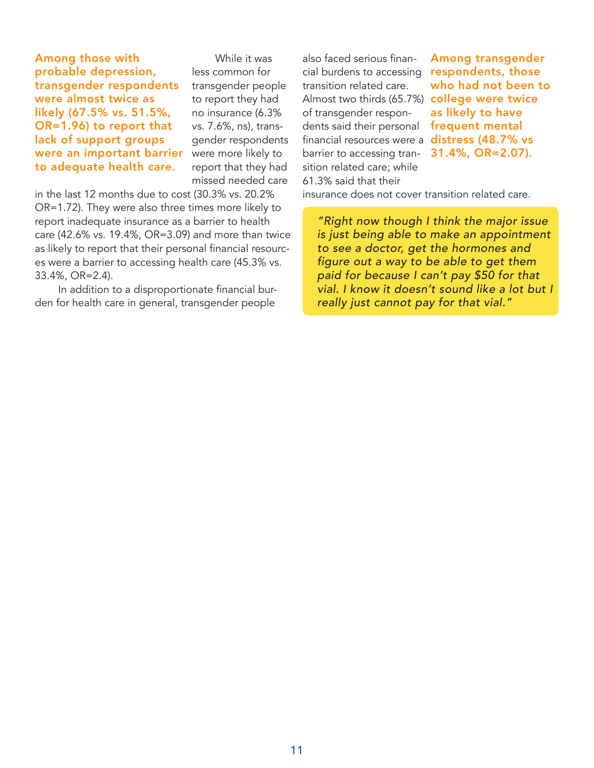**Among those with probable depression, transgender respondents were almost twice as likely (67.5% vs. 51.5%, OR=1.96) to report that lack of support groups were an important barrier to adequate health care.**

While it was less common for transgender people to report they had no insurance (6.3% vs. 7.6%, ns), transgender respondents were more likely to report that they had missed needed care in the last 12 months due to cost (30.3% vs. 20.2% OR=1.72). They were also three times more likely to report inadequate insurance as a barrier to health care (42.6% vs. 19.4%, OR=3.09) and more than twice as likely to report that their personal financial resources were a barrier to accessing health care (45.3% vs. 33.4%, OR=2.4).

In addition to a disproportionate financial burden for health care in general, transgender people also faced serious financial burdens to accessing transition related care. Almost two thirds (65.7%) of transgender respondents said their personal financial resources were a barrier to accessing transition related care; while 61.3% said that their insurance does not cover transition related care.

**Among transgender respondents, those who had not been to college were twice as likely to have frequent mental distress (48.7% vs 31.4%, OR=2.07).**

*"Right now though I think the major issue is just being able to make an appointment to see a doctor, get the hormones and figure out a way to be able to get them paid for because I can't pay $50 for that vial. I know it doesn't sound like a lot but I really just cannot pay for that vial."*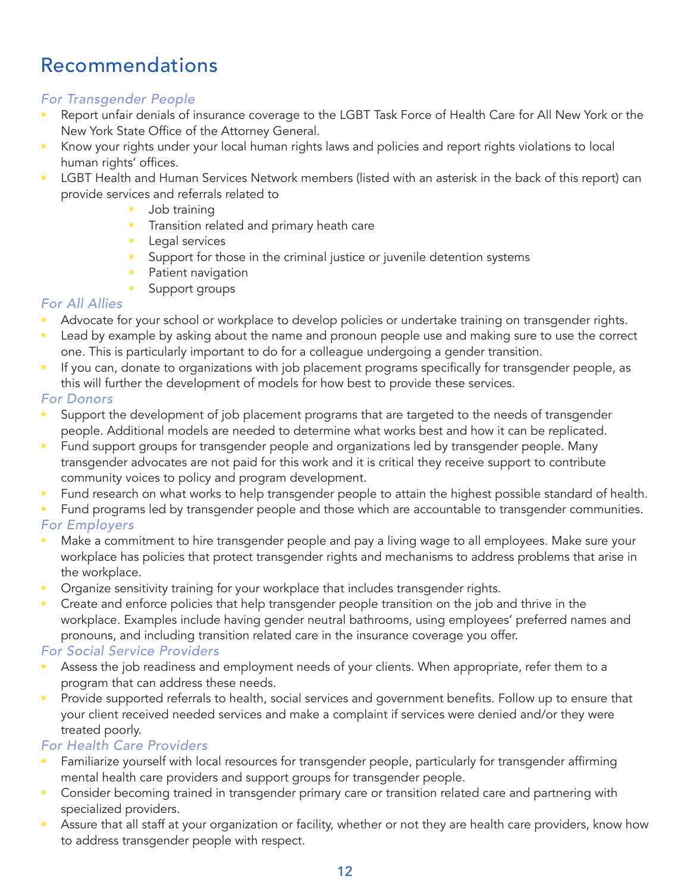# Recommendations

*For Transgender People*

- Report unfair denials of insurance coverage to the LGBT Task Force of Health Care for All New York or the New York State Office of the Attorney General.
- Know your rights under your local human rights laws and policies and report rights violations to local human rights' offices.
- LGBT Health and Human Services Network members (listed with an asterisk in the back of this report) can provide services and referrals related to
  - Job training
  - Transition related and primary heath care
  - Legal services
  - Support for those in the criminal justice or juvenile detention systems
  - Patient navigation
  - Support groups

*For All Allies*

- Advocate for your school or workplace to develop policies or undertake training on transgender rights.
- Lead by example by asking about the name and pronoun people use and making sure to use the correct one. This is particularly important to do for a colleague undergoing a gender transition.
- If you can, donate to organizations with job placement programs specifically for transgender people, as this will further the development of models for how best to provide these services.

*For Donors*

- Support the development of job placement programs that are targeted to the needs of transgender people. Additional models are needed to determine what works best and how it can be replicated.
- Fund support groups for transgender people and organizations led by transgender people. Many transgender advocates are not paid for this work and it is critical they receive support to contribute community voices to policy and program development.
- Fund research on what works to help transgender people to attain the highest possible standard of health.
- Fund programs led by transgender people and those which are accountable to transgender communities.

*For Employers*

- Make a commitment to hire transgender people and pay a living wage to all employees. Make sure your workplace has policies that protect transgender rights and mechanisms to address problems that arise in the workplace.
- Organize sensitivity training for your workplace that includes transgender rights.
- Create and enforce policies that help transgender people transition on the job and thrive in the workplace. Examples include having gender neutral bathrooms, using employees' preferred names and pronouns, and including transition related care in the insurance coverage you offer.

*For Social Service Providers*

- Assess the job readiness and employment needs of your clients. When appropriate, refer them to a program that can address these needs.
- Provide supported referrals to health, social services and government benefits. Follow up to ensure that your client received needed services and make a complaint if services were denied and/or they were treated poorly.

*For Health Care Providers*

- Familiarize yourself with local resources for transgender people, particularly for transgender affirming mental health care providers and support groups for transgender people.
- Consider becoming trained in transgender primary care or transition related care and partnering with specialized providers.
- Assure that all staff at your organization or facility, whether or not they are health care providers, know how to address transgender people with respect.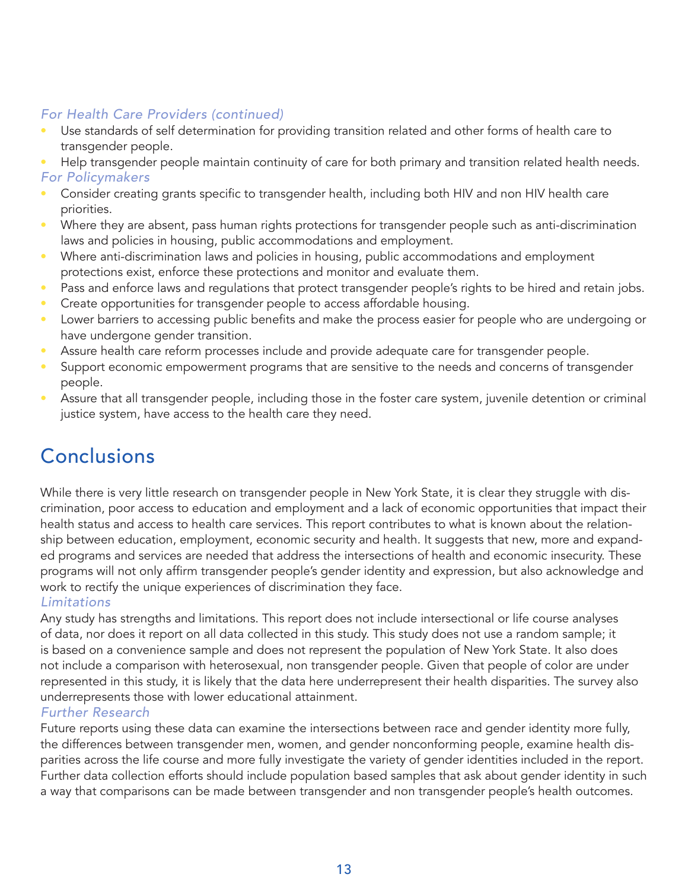*For Health Care Providers (continued)*

- Use standards of self determination for providing transition related and other forms of health care to transgender people.
- Help transgender people maintain continuity of care for both primary and transition related health needs.

*For Policymakers*

- Consider creating grants specific to transgender health, including both HIV and non HIV health care priorities.
- Where they are absent, pass human rights protections for transgender people such as anti-discrimination laws and policies in housing, public accommodations and employment.
- Where anti-discrimination laws and policies in housing, public accommodations and employment protections exist, enforce these protections and monitor and evaluate them.
- Pass and enforce laws and regulations that protect transgender people's rights to be hired and retain jobs.
- Create opportunities for transgender people to access affordable housing.
- Lower barriers to accessing public benefits and make the process easier for people who are undergoing or have undergone gender transition.
- Assure health care reform processes include and provide adequate care for transgender people.
- Support economic empowerment programs that are sensitive to the needs and concerns of transgender people.
- Assure that all transgender people, including those in the foster care system, juvenile detention or criminal justice system, have access to the health care they need.

## Conclusions

While there is very little research on transgender people in New York State, it is clear they struggle with discrimination, poor access to education and employment and a lack of economic opportunities that impact their health status and access to health care services. This report contributes to what is known about the relationship between education, employment, economic security and health. It suggests that new, more and expanded programs and services are needed that address the intersections of health and economic insecurity. These programs will not only affirm transgender people's gender identity and expression, but also acknowledge and work to rectify the unique experiences of discrimination they face.

*Limitations*

Any study has strengths and limitations. This report does not include intersectional or life course analyses of data, nor does it report on all data collected in this study. This study does not use a random sample; it is based on a convenience sample and does not represent the population of New York State. It also does not include a comparison with heterosexual, non transgender people. Given that people of color are under represented in this study, it is likely that the data here underrepresent their health disparities. The survey also underrepresents those with lower educational attainment.

*Further Research*

Future reports using these data can examine the intersections between race and gender identity more fully, the differences between transgender men, women, and gender nonconforming people, examine health disparities across the life course and more fully investigate the variety of gender identities included in the report. Further data collection efforts should include population based samples that ask about gender identity in such a way that comparisons can be made between transgender and non transgender people's health outcomes.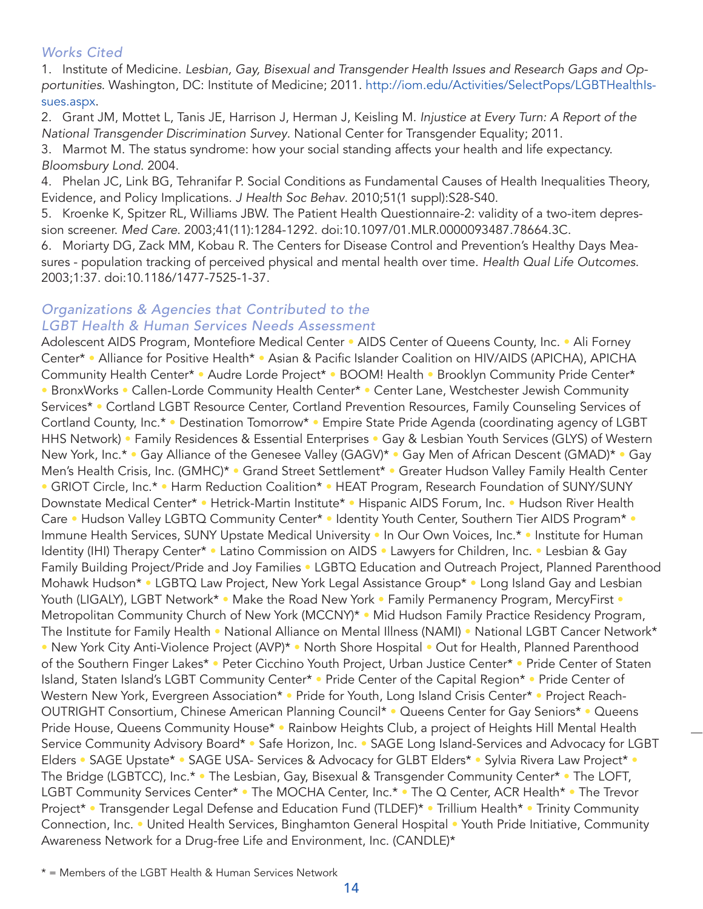## *Works Cited*

1. Institute of Medicine. *Lesbian, Gay, Bisexual and Transgender Health Issues and Research Gaps and Opportunities*. Washington, DC: Institute of Medicine; 2011. http://iom.edu/Activities/SelectPops/LGBTHealthIssues.aspx.
2. Grant JM, Mottet L, Tanis JE, Harrison J, Herman J, Keisling M. *Injustice at Every Turn: A Report of the National Transgender Discrimination Survey*. National Center for Transgender Equality; 2011.
3. Marmot M. The status syndrome: how your social standing affects your health and life expectancy. *Bloomsbury Lond*. 2004.
4. Phelan JC, Link BG, Tehranifar P. Social Conditions as Fundamental Causes of Health Inequalities Theory, Evidence, and Policy Implications. *J Health Soc Behav*. 2010;51(1 suppl):S28-S40.
5. Kroenke K, Spitzer RL, Williams JBW. The Patient Health Questionnaire-2: validity of a two-item depression screener. *Med Care*. 2003;41(11):1284-1292. doi:10.1097/01.MLR.0000093487.78664.3C.
6. Moriarty DG, Zack MM, Kobau R. The Centers for Disease Control and Prevention's Healthy Days Measures - population tracking of perceived physical and mental health over time. *Health Qual Life Outcomes*. 2003;1:37. doi:10.1186/1477-7525-1-37.

## *Organizations & Agencies that Contributed to the LGBT Health & Human Services Needs Assessment*

Adolescent AIDS Program, Montefiore Medical Center • AIDS Center of Queens County, Inc. • Ali Forney Center* • Alliance for Positive Health* • Asian & Pacific Islander Coalition on HIV/AIDS (APICHA), APICHA Community Health Center* • Audre Lorde Project* • BOOM! Health • Brooklyn Community Pride Center* • BronxWorks • Callen-Lorde Community Health Center* • Center Lane, Westchester Jewish Community Services* • Cortland LGBT Resource Center, Cortland Prevention Resources, Family Counseling Services of Cortland County, Inc.* • Destination Tomorrow* • Empire State Pride Agenda (coordinating agency of LGBT HHS Network) • Family Residences & Essential Enterprises • Gay & Lesbian Youth Services (GLYS) of Western New York, Inc.* • Gay Alliance of the Genesee Valley (GAGV)* • Gay Men of African Descent (GMAD)* • Gay Men's Health Crisis, Inc. (GMHC)* • Grand Street Settlement* • Greater Hudson Valley Family Health Center • GRIOT Circle, Inc.* • Harm Reduction Coalition* • HEAT Program, Research Foundation of SUNY/SUNY Downstate Medical Center* • Hetrick-Martin Institute* • Hispanic AIDS Forum, Inc. • Hudson River Health Care • Hudson Valley LGBTQ Community Center* • Identity Youth Center, Southern Tier AIDS Program* • Immune Health Services, SUNY Upstate Medical University • In Our Own Voices, Inc.* • Institute for Human Identity (IHI) Therapy Center* • Latino Commission on AIDS • Lawyers for Children, Inc. • Lesbian & Gay Family Building Project/Pride and Joy Families • LGBTQ Education and Outreach Project, Planned Parenthood Mohawk Hudson* • LGBTQ Law Project, New York Legal Assistance Group* • Long Island Gay and Lesbian Youth (LIGALY), LGBT Network* • Make the Road New York • Family Permanency Program, MercyFirst • Metropolitan Community Church of New York (MCCNY)* • Mid Hudson Family Practice Residency Program, The Institute for Family Health • National Alliance on Mental Illness (NAMI) • National LGBT Cancer Network* • New York City Anti-Violence Project (AVP)* • North Shore Hospital • Out for Health, Planned Parenthood of the Southern Finger Lakes* • Peter Cicchino Youth Project, Urban Justice Center* • Pride Center of Staten Island, Staten Island's LGBT Community Center* • Pride Center of the Capital Region* • Pride Center of Western New York, Evergreen Association* • Pride for Youth, Long Island Crisis Center* • Project Reach-OUTRIGHT Consortium, Chinese American Planning Council* • Queens Center for Gay Seniors* • Queens Pride House, Queens Community House* • Rainbow Heights Club, a project of Heights Hill Mental Health Service Community Advisory Board* • Safe Horizon, Inc. • SAGE Long Island-Services and Advocacy for LGBT Elders • SAGE Upstate* • SAGE USA- Services & Advocacy for GLBT Elders* • Sylvia Rivera Law Project* • The Bridge (LGBTCC), Inc.* • The Lesbian, Gay, Bisexual & Transgender Community Center* • The LOFT, LGBT Community Services Center* • The MOCHA Center, Inc.* • The Q Center, ACR Health* • The Trevor Project* • Transgender Legal Defense and Education Fund (TLDEF)* • Trillium Health* • Trinity Community Connection, Inc. • United Health Services, Binghamton General Hospital • Youth Pride Initiative, Community Awareness Network for a Drug-free Life and Environment, Inc. (CANDLE)*

* = Members of the LGBT Health & Human Services Network